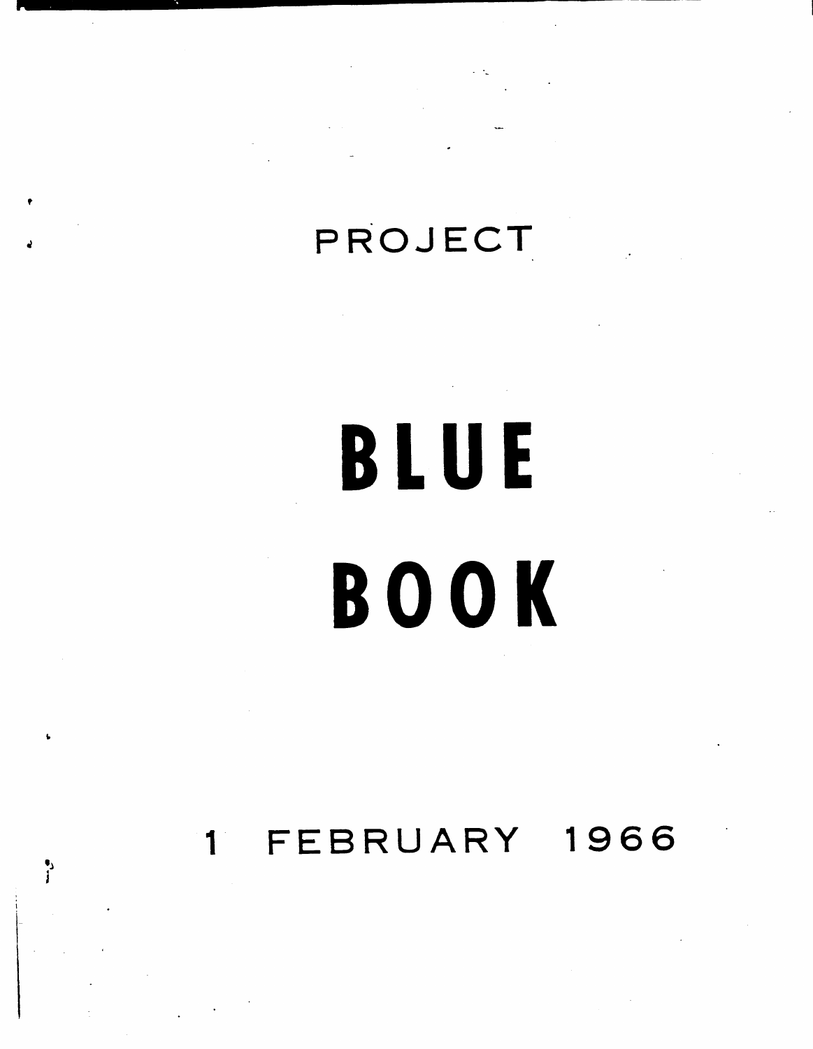# PROJECT

# BLUE BOOK

1 FEBRUARY 1966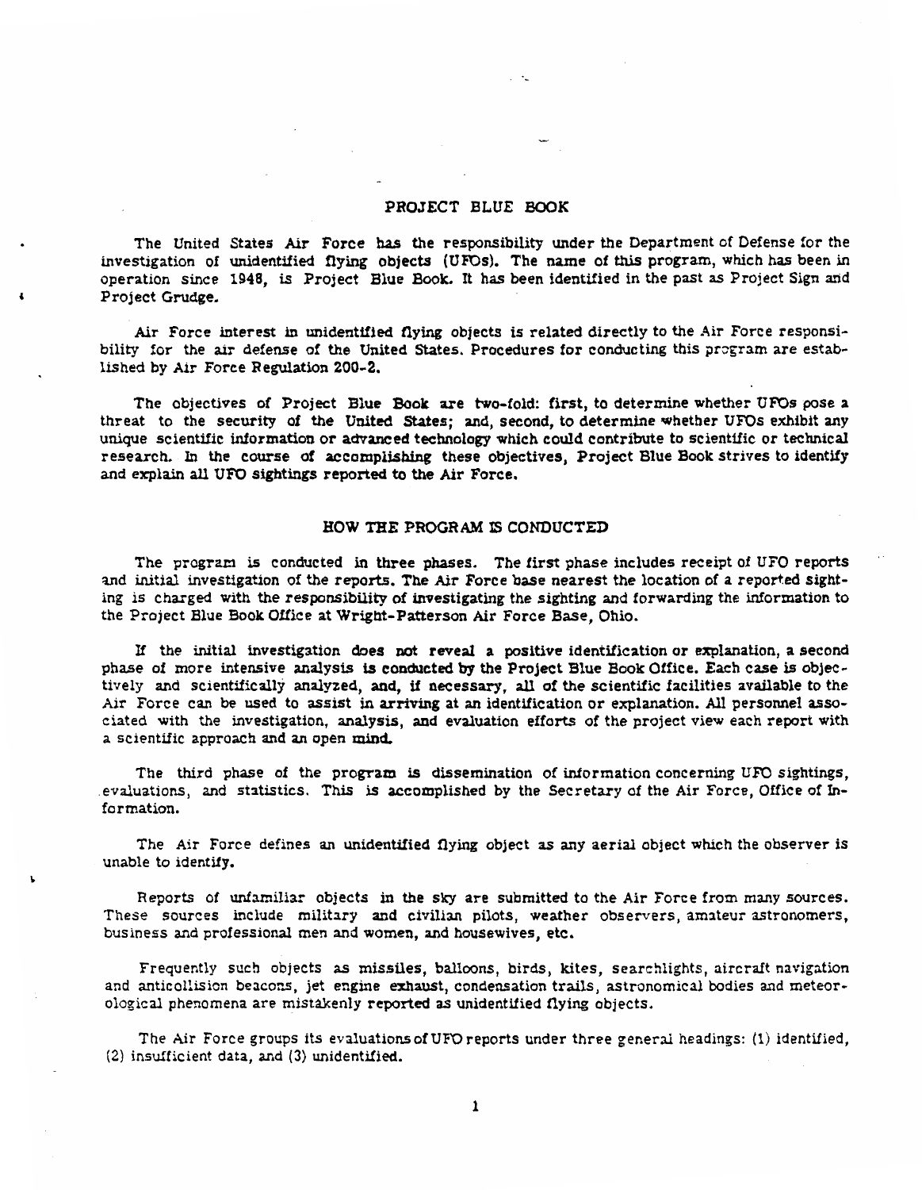## PROJECT BLUE BOOK

The United States Air Force has the responsibility under the Department of Defense for the investigation of unidentified flying objects (UFOs). The name of this program, which has been in operation since 1948, is Project Blue Book. It has been identified in the past as Project Sign and Project Grudge.

Air Force interest in unidentified flying objects is related directly to the Air Force responsibility for the air defense of the United States. Procedures for conducting this program are established by Air Force Regulation 200-2.

The objectives of Project Blue Book are two-fold: first, to determine whether UFOs pose a threat to the security of the United States; and, second, to determine whether UFOs exhibit any unique scientific information or advanced technology which could contribute to scientific or technical research. In the course of accomplishing these objectives, Project Blue Book strives to identify and explain all UFO sightings reported to the Air Force.

## HOW THE PROGRAM IS CONDUCTED

The program is conducted in three phases. The first phase includes receipt of UFO reports and initial investigation of the reports. The Air Force base nearest the location of a reported sighting is charged with the responsibility of investigating the sighting and forwarding the information to the Project Blue Book Office at Wright-Patterson Air Force Base, Ohio.

If the initial investigation does not reveal a positive identification or explanation, a second phase of more intensive analysis is conducted by the Project Blue Book Office. Each case is objectively and scientifically analyzed, and, if necessary, all of the scientific facilities available to the Air Force can be used to assist in arriving at an identification or explanation. All personnel associated with the investigation, analysis, and evaluation efforts of the project view each report with a scientific approach and an open mind.

The third phase of the program is dissemination of information concerning UFO sightings, evaluations, and statistics. This is accomplished by the Secretary of the Air Force, Office of Information.

The Air Force defines an unidentified flying object as any aerial object which the observer is unable to identify.

Reports of unfamiliar objects in the sky are submitted to the Air Force from many sources. These sources include military and civilian pilots, weather observers, amateur astronomers, business and professional men and women, and housewives, etc.

Frequently such objects as missiles, balloons, birds, kites, searchlights, aircraft navigation and anticollision beacons, jet engine exhaust, condensation trails, astronomical bodies and meteorological phenomena are mistakenly reported as unidentified flying objects.

The Air Force groups its evaluations of UFO reports under three general headings: (1) identified, (2) insufficient data, and (3) unidentified.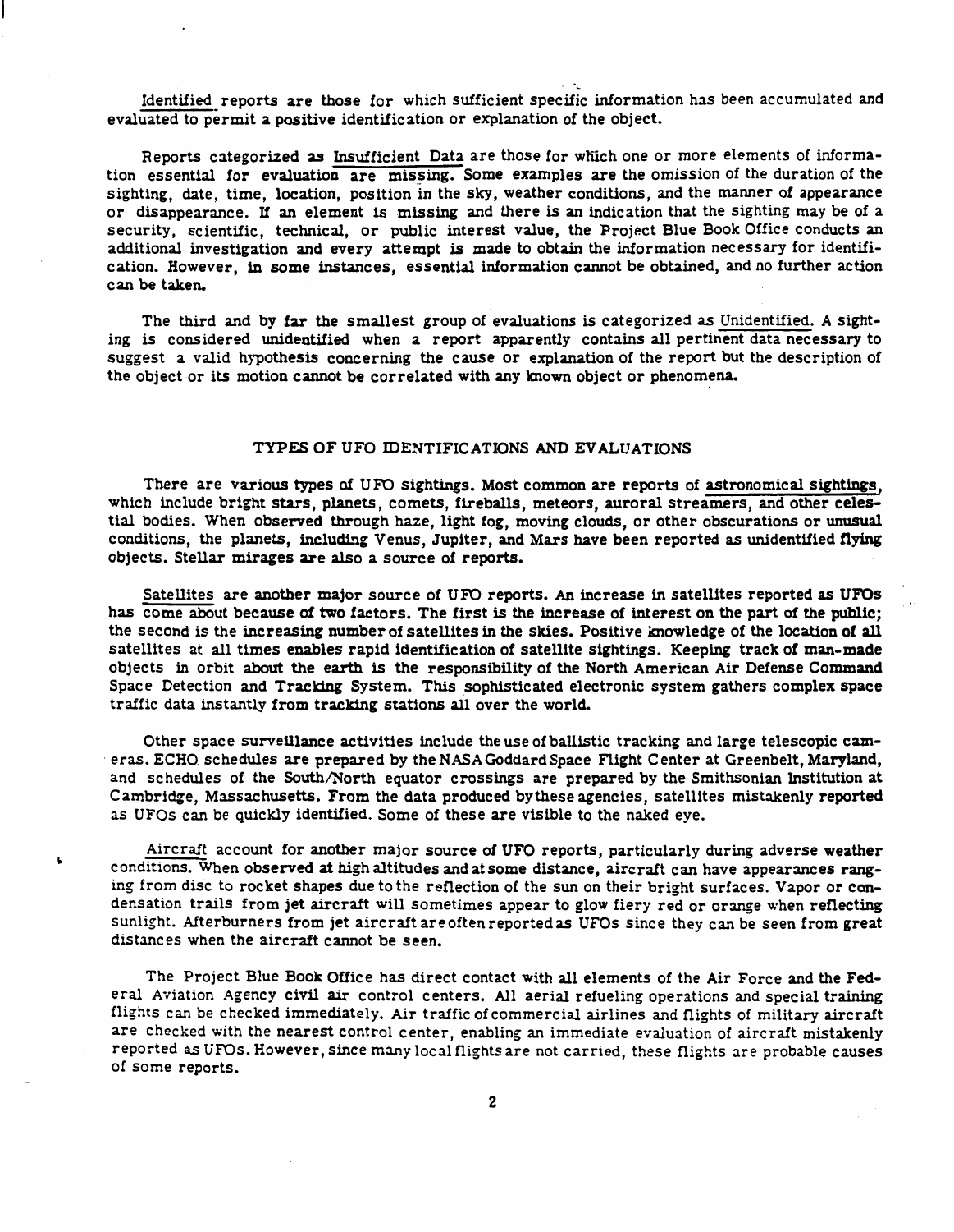Identified reports are those for which sufficient specific information has been accumulated and evaluated to permit a positive identification or explanation of the object.

Reports categorized as Insufficient Data are those for which one or more elements of information essential for evaluation are missing. Some examples are the omission of the duration of the sighting, date, time, location, position in the sky, weather conditions, and the manner of appearance or disappearance. If an element is missing and there is an indication that the sighting may be of a security, scientific, technical, or public interest value, the Project Blue Book Office conducts an additional investigation and every attempt is made to obtain the information necessary for identification. However, in some instances, essential information cannot be obtained, and no further action can be taken.

The third and by far the smallest group of evaluations is categorized as Unidentified. A sighting is considered unidentified when a report apparently contains all pertinent data necessary to suggest a valid hypothesis concerning the cause or explanation of the report but the description of the object or its motion cannot be correlated with any known object or phenomena.

## TYPES OF UFO IDENTIFICATIONS AND EVALUATIONS

There are various types of UFO sightings. Most common are reports of astronomical sightings, which include bright stars, planets, comets, fireballs, meteors, auroral streamers, and other celestial bodies. When observed through haze, light fog, moving clouds, or other obscurations or unusual conditions, the planets, including Venus, Jupiter, and Mars have been reported as unidentified flying objects. Stellar mirages are also a source of reports.

Satellites are another major source of UFO reports. An increase in satellites reported as UFOs has come about because of two factors. The first is the increase of interest on the part of the public; the second is the increasing number of satellites in the skies. Positive knowledge of the location of all satellites at all times enables rapid identification of satellite sightings. Keeping track of man-made objects in orbit about the earth is the responsibility of the North American Air Defense Command Space Detection and Tracking System. This sophisticated electronic system gathers complex space traffic data instantly from tracking stations all over the world.

Other space surveillance activities include the use of ballistic tracking and large telescopic cameras. ECHO schedules are prepared by the NASA Goddard Space Flight Center at Greenbelt, Maryland, and schedules of the South/North equator crossings are prepared by the Smithsonian Institution at Cambridge, Massachusetts. From the data produced by these agencies, satellites mistakenly reported as UFOs can be quickly identified. Some of these are visible to the naked eye.

Aircraft account for another major source of UFO reports, particularly during adverse weather conditions. When observed at high altitudes and at some distance, aircraft can have appearances ranging from disc to rocket shapes due to the reflection of the sun on their bright surfaces. Vapor or condensation trails from jet aircraft will sometimes appear to glow fiery red or orange when reflecting sunlight. Afterburners from jet aircraft are often reported as UFOs since they can be seen from great distances when the aircraft cannot be seen.

The Project Blue Book Office has direct contact with all elements of the Air Force and the Federal Aviation Agency civil air control centers. All aerial refueling operations and special training flights can be checked immediately. Air traffic of commercial airlines and flights of military aircraft are checked with the nearest control center, enabling an immediate evaluation of aircraft mistakenly reported as UFOs. However, since many local flights are not carried, these flights are probable causes of some reports.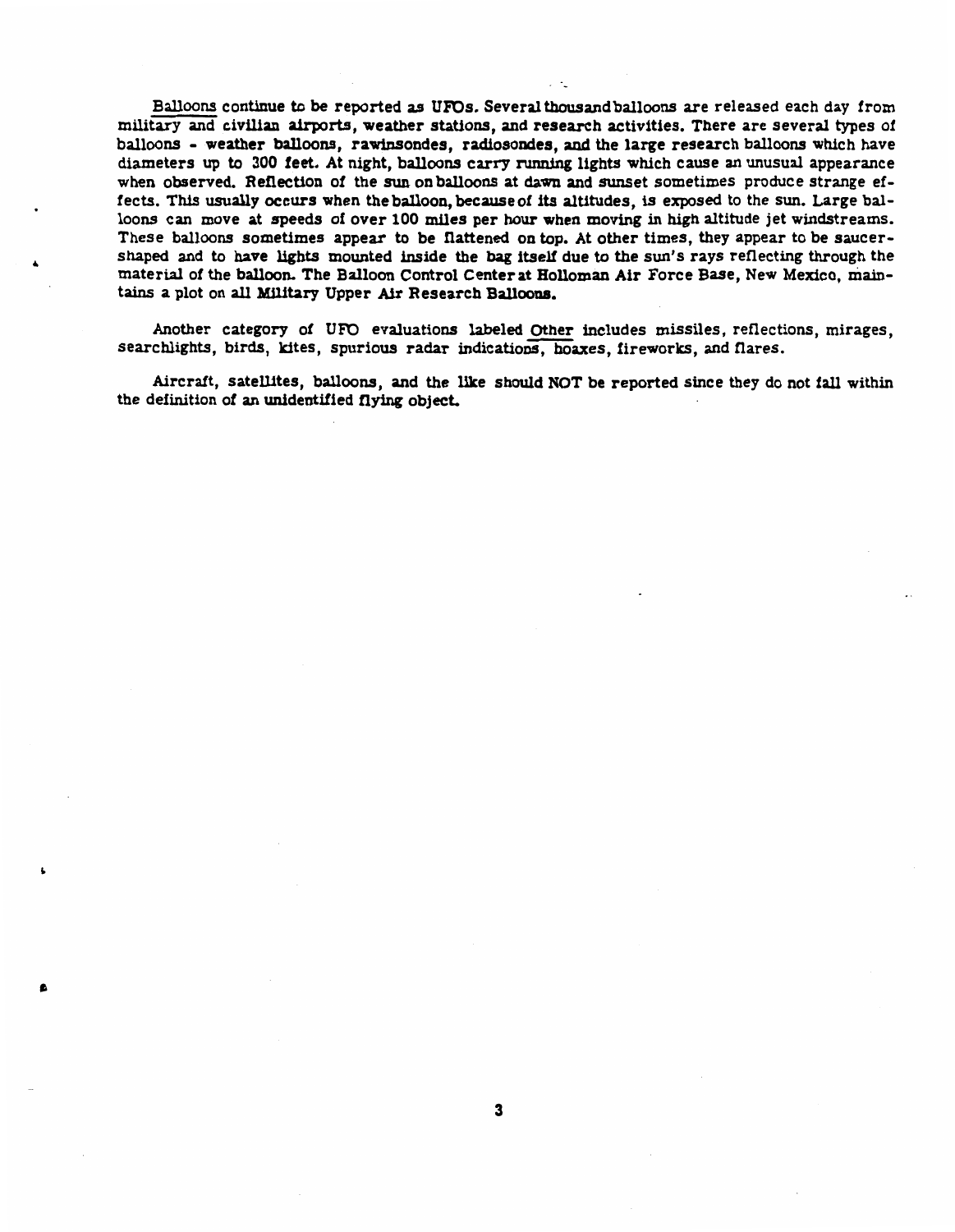Balloons continue to be reported as UFOs. Several thousand balloons are released each day from military and civilian airports, weather stations, and research activities. There are several types of balloons - weather balloons, rawinsondes, radiosondes, and the large research balloons which have diameters up to 300 feet. At night, balloons carry running lights which cause an unusual appearance when observed. Reflection of the sun on balloons at dawn and sunset sometimes produce strange effects. This usually occurs when the balloon, because of its altitudes, is exposed to the sun. Large balloons can move at speeds of over 100 miles per hour when moving in high altitude jet windstreams. These balloons sometimes appear to be flattened on top. At other times, they appear to be saucer-shaped and to have lights mounted inside the bag itself due to the sun's rays reflecting through the material of the balloon. The Balloon Control Center at Holloman Air Force Base, New Mexico, maintains a plot on all Military Upper Air Research Balloons.

Another category of UFO evaluations labeled Other includes missiles, reflections, mirages, searchlights, birds, kites, spurious radar indications, hoaxes, fireworks, and flares.

Aircraft, satellites, balloons, and the like should NOT be reported since they do not fall within the definition of an unidentified flying object.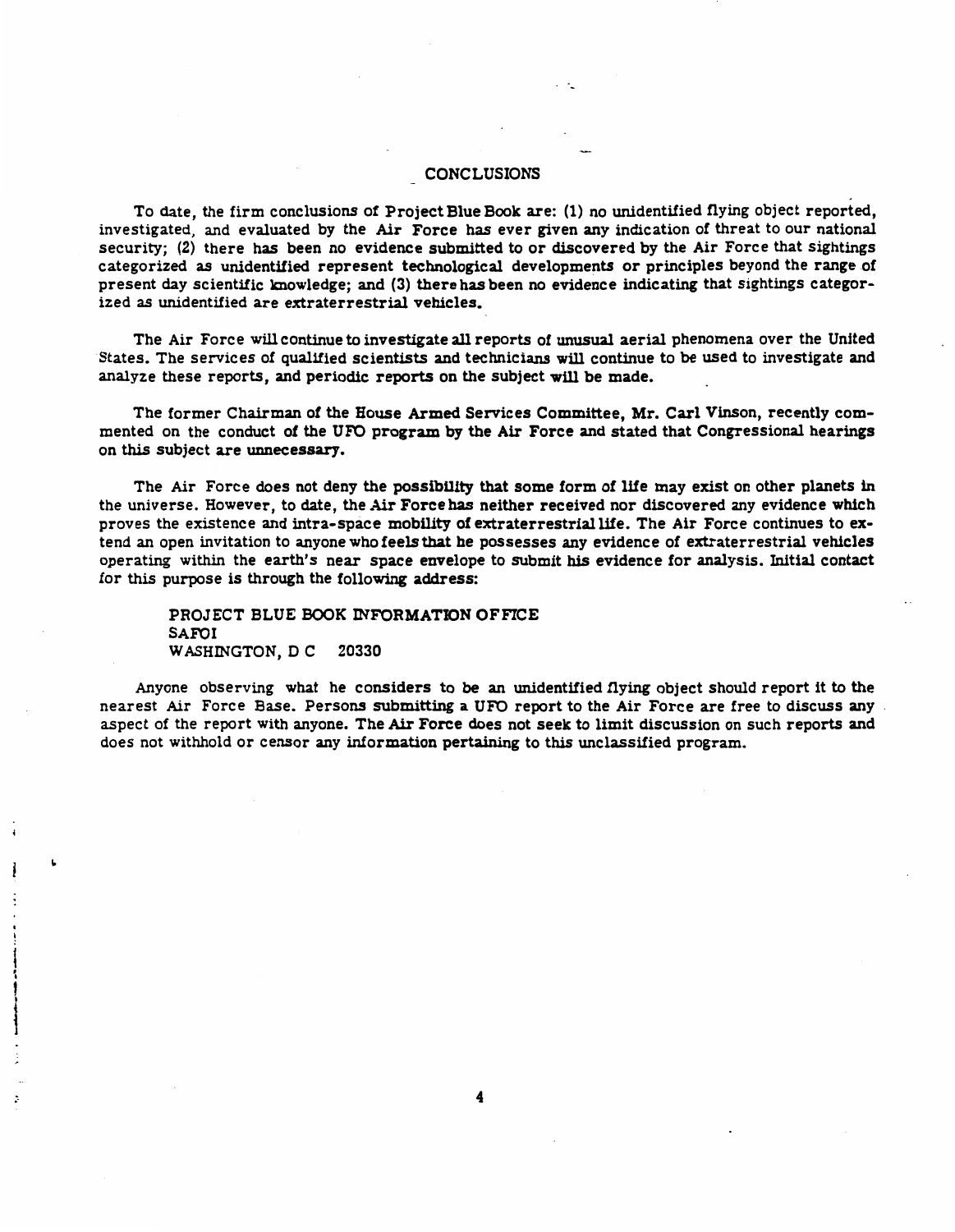## CONCLUSIONS

To date, the firm conclusions of Project Blue Book are: (1) no unidentified flying object reported, investigated, and evaluated by the Air Force has ever given any indication of threat to our national security; (2) there has been no evidence submitted to or discovered by the Air Force that sightings categorized as unidentified represent technological developments or principles beyond the range of present day scientific knowledge; and (3) there has been no evidence indicating that sightings categorized as unidentified are extraterrestrial vehicles.

The Air Force will continue to investigate all reports of unusual aerial phenomena over the United States. The services of qualified scientists and technicians will continue to be used to investigate and analyze these reports, and periodic reports on the subject will be made.

The former Chairman of the House Armed Services Committee, Mr. Carl Vinson, recently commented on the conduct of the UFO program by the Air Force and stated that Congressional hearings on this subject are unnecessary.

The Air Force does not deny the possibility that some form of life may exist on other planets in the universe. However, to date, the Air Force has neither received nor discovered any evidence which proves the existence and intra-space mobility of extraterrestrial life. The Air Force continues to extend an open invitation to anyone who feels that he possesses any evidence of extraterrestrial vehicles operating within the earth's near space envelope to submit his evidence for analysis. Initial contact for this purpose is through the following address:

PROJECT BLUE BOOK INFORMATION OFFICE
SAFOI
WASHINGTON, D C 20330

Anyone observing what he considers to be an unidentified flying object should report it to the nearest Air Force Base. Persons submitting a UFO report to the Air Force are free to discuss any aspect of the report with anyone. The Air Force does not seek to limit discussion on such reports and does not withhold or censor any information pertaining to this unclassified program.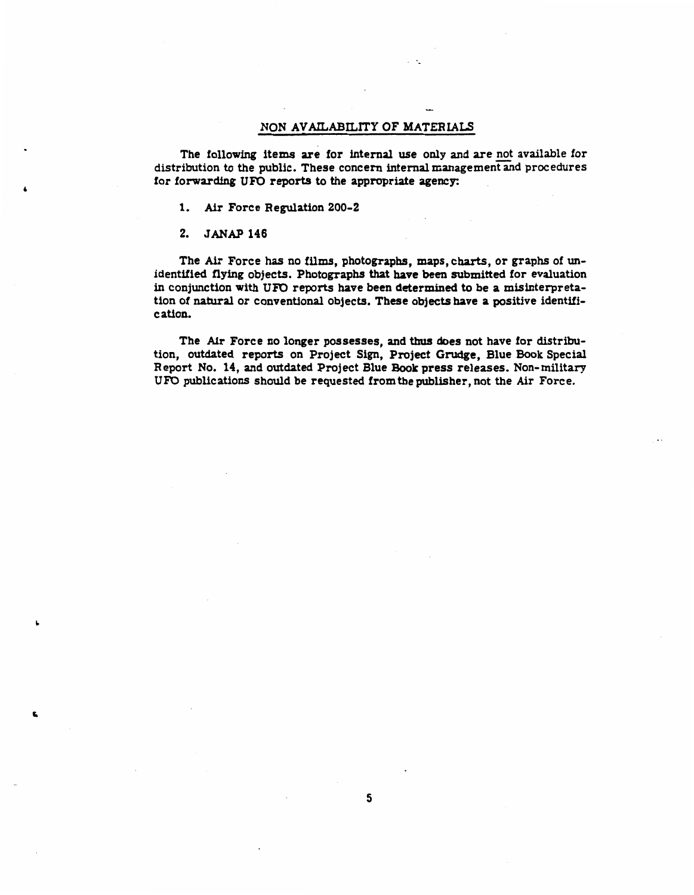## NON AVAILABILITY OF MATERIALS

The following items are for internal use only and are not available for distribution to the public. These concern internal management and procedures for forwarding UFO reports to the appropriate agency:

1. Air Force Regulation 200-2

2. JANAP 146

The Air Force has no films, photographs, maps, charts, or graphs of unidentified flying objects. Photographs that have been submitted for evaluation in conjunction with UFO reports have been determined to be a misinterpretation of natural or conventional objects. These objects have a positive identification.

The Air Force no longer possesses, and thus does not have for distribution, outdated reports on Project Sign, Project Grudge, Blue Book Special Report No. 14, and outdated Project Blue Book press releases. Non-military UFO publications should be requested from the publisher, not the Air Force.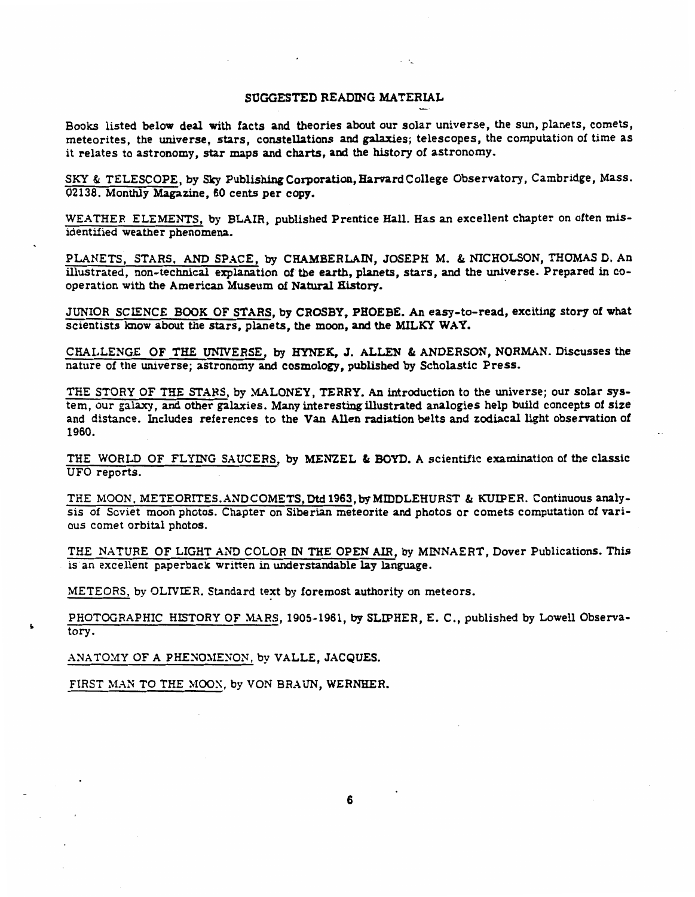## SUGGESTED READING MATERIAL

Books listed below deal with facts and theories about our solar universe, the sun, planets, comets, meteorites, the universe, stars, constellations and galaxies; telescopes, the computation of time as it relates to astronomy, star maps and charts, and the history of astronomy.

SKY & TELESCOPE, by Sky Publishing Corporation, Harvard College Observatory, Cambridge, Mass. 02138. Monthly Magazine, 60 cents per copy.

WEATHER ELEMENTS, by BLAIR, published Prentice Hall. Has an excellent chapter on often misidentified weather phenomena.

PLANETS, STARS, AND SPACE, by CHAMBERLAIN, JOSEPH M. & NICHOLSON, THOMAS D. An illustrated, non-technical explanation of the earth, planets, stars, and the universe. Prepared in cooperation with the American Museum of Natural History.

JUNIOR SCIENCE BOOK OF STARS, by CROSBY, PHOEBE. An easy-to-read, exciting story of what scientists know about the stars, planets, the moon, and the MILKY WAY.

CHALLENGE OF THE UNIVERSE, by HYNEK, J. ALLEN & ANDERSON, NORMAN. Discusses the nature of the universe; astronomy and cosmology, published by Scholastic Press.

THE STORY OF THE STARS, by MALONEY, TERRY. An introduction to the universe; our solar system, our galaxy, and other galaxies. Many interesting illustrated analogies help build concepts of size and distance. Includes references to the Van Allen radiation belts and zodiacal light observation of 1960.

THE WORLD OF FLYING SAUCERS, by MENZEL & BOYD. A scientific examination of the classic UFO reports.

THE MOON, METEORITES, AND COMETS, Dtd 1963, by MIDDLEHURST & KUIPER. Continuous analysis of Soviet moon photos. Chapter on Siberian meteorite and photos or comets computation of various comet orbital photos.

THE NATURE OF LIGHT AND COLOR IN THE OPEN AIR, by MINNAERT, Dover Publications. This is an excellent paperback written in understandable lay language.

METEORS, by OLIVIER. Standard text by foremost authority on meteors.

PHOTOGRAPHIC HISTORY OF MARS, 1905-1961, by SLIPHER, E. C., published by Lowell Observatory.

ANATOMY OF A PHENOMENON, by VALLE, JACQUES.

FIRST MAN TO THE MOON, by VON BRAUN, WERNHER.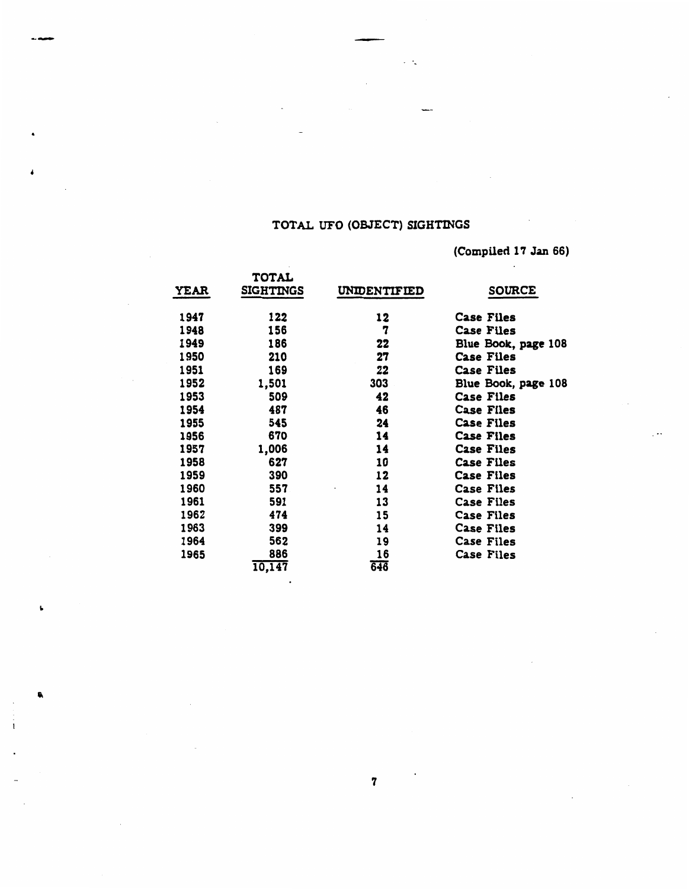# TOTAL UFO (OBJECT) SIGHTINGS

(Compiled 17 Jan 66)

| YEAR | TOTAL SIGHTINGS | UNIDENTIFIED | SOURCE |
|---|---|---|---|
| 1947 | 122 | 12 | Case Files |
| 1948 | 156 | 7 | Case Files |
| 1949 | 186 | 22 | Blue Book, page 108 |
| 1950 | 210 | 27 | Case Files |
| 1951 | 169 | 22 | Case Files |
| 1952 | 1,501 | 303 | Blue Book, page 108 |
| 1953 | 509 | 42 | Case Files |
| 1954 | 487 | 46 | Case Files |
| 1955 | 545 | 24 | Case Files |
| 1956 | 670 | 14 | Case Files |
| 1957 | 1,006 | 14 | Case Files |
| 1958 | 627 | 10 | Case Files |
| 1959 | 390 | 12 | Case Files |
| 1960 | 557 | 14 | Case Files |
| 1961 | 591 | 13 | Case Files |
| 1962 | 474 | 15 | Case Files |
| 1963 | 399 | 14 | Case Files |
| 1964 | 562 | 19 | Case Files |
| 1965 | 886 | 16 | Case Files |
| | 10,147 | 646 | |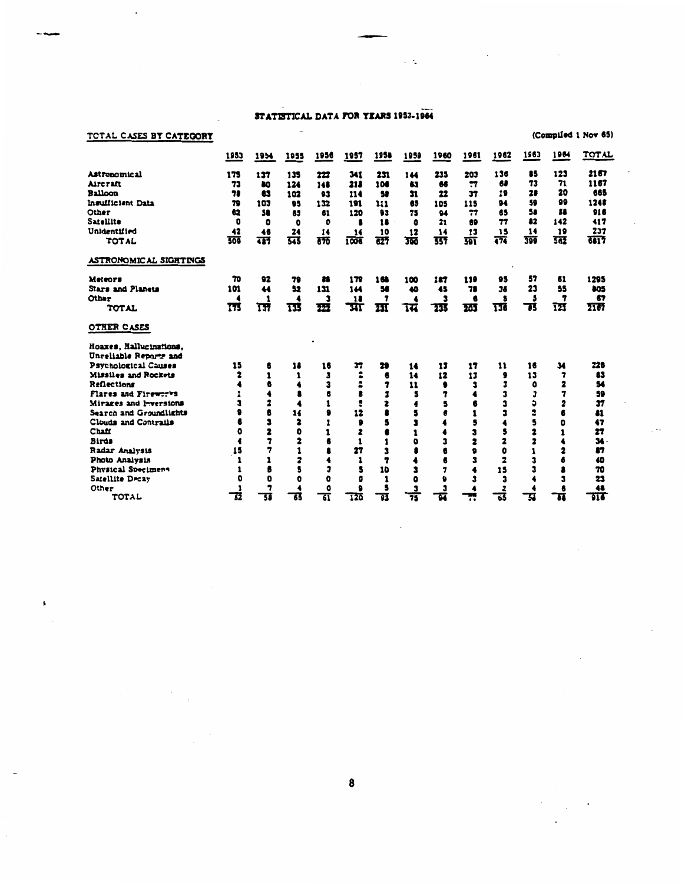## STATISTICAL DATA FOR YEARS 1953-1964

**TOTAL CASES BY CATEGORY** (Compiled 1 Nov 65)

| | 1953 | 1954 | 1955 | 1956 | 1957 | 1958 | 1959 | 1960 | 1961 | 1962 | 1963 | 1964 | TOTAL |
|---|---|---|---|---|---|---|---|---|---|---|---|---|---|
| Astronomical | 175 | 137 | 135 | 222 | 341 | 231 | 144 | 235 | 203 | 136 | 85 | 123 | 2167 |
| Aircraft | 73 | 80 | 124 | 148 | 218 | 106 | 63 | 66 | 77 | 68 | 73 | 71 | 1167 |
| Balloon | 78 | 63 | 102 | 93 | 114 | 58 | 31 | 22 | 37 | 19 | 28 | 20 | 665 |
| Insufficient Data | 79 | 103 | 95 | 132 | 191 | 111 | 65 | 105 | 115 | 94 | 59 | 99 | 1248 |
| Other | 62 | 58 | 65 | 61 | 120 | 93 | 75 | 94 | 77 | 65 | 58 | 88 | 916 |
| Satellite | 0 | 0 | 0 | 0 | 8 | 18 | 0 | 21 | 69 | 77 | 82 | 142 | 417 |
| Unidentified | 42 | 46 | 24 | 14 | 14 | 10 | 12 | 14 | 13 | 15 | 14 | 19 | 237 |
| TOTAL | 509 | 487 | 545 | 670 | 1006 | 627 | 390 | 557 | 591 | 474 | 399 | 562 | 6817 |

**ASTRONOMICAL SIGHTINGS**

| | 1953 | 1954 | 1955 | 1956 | 1957 | 1958 | 1959 | 1960 | 1961 | 1962 | 1963 | 1964 | TOTAL |
|---|---|---|---|---|---|---|---|---|---|---|---|---|---|
| Meteors | 70 | 92 | 79 | 88 | 179 | 168 | 100 | 187 | 119 | 95 | 57 | 61 | 1295 |
| Stars and Planets | 101 | 44 | 52 | 131 | 144 | 56 | 40 | 45 | 78 | 36 | 23 | 55 | 805 |
| Other | 4 | 1 | 4 | 3 | 18 | 7 | 4 | 3 | 6 | 5 | 5 | 7 | 67 |
| TOTAL | 175 | 137 | 135 | 222 | 341 | 231 | 144 | 235 | 203 | 136 | 85 | 123 | 2167 |

**OTHER CASES**

| | 1953 | 1954 | 1955 | 1956 | 1957 | 1958 | 1959 | 1960 | 1961 | 1962 | 1963 | 1964 | TOTAL |
|---|---|---|---|---|---|---|---|---|---|---|---|---|---|
| Hoaxes, Hallucinations, Unreliable Reports and Psychological Causes | 15 | 6 | 18 | 16 | 37 | 29 | 14 | 13 | 17 | 11 | 16 | 34 | 226 |
| Missiles and Rockets | 2 | 1 | 1 | 3 | 2 | 6 | 14 | 12 | 13 | 9 | 13 | 7 | 83 |
| Reflections | 4 | 6 | 4 | 3 | 2 | 7 | 11 | 9 | 3 | 3 | 0 | 2 | 54 |
| Flares and Fireworks | 1 | 4 | 8 | 6 | 8 | 3 | 5 | 7 | 4 | 3 | 3 | 7 | 59 |
| Mirages and Inversions | 3 | 2 | 4 | 1 | 5 | 2 | 4 | 5 | 6 | 3 | 0 | 2 | 37 |
| Search and Groundlights | 9 | 8 | 14 | 9 | 12 | 8 | 5 | 6 | 1 | 3 | 2 | 6 | 81 |
| Clouds and Contrails | 6 | 3 | 3 | 1 | 9 | 5 | 3 | 4 | 5 | 4 | 5 | 0 | 47 |
| Chaff | 0 | 2 | 0 | 1 | 2 | 6 | 1 | 4 | 3 | 5 | 2 | 1 | 27 |
| Birds | 4 | 7 | 2 | 6 | 1 | 1 | 0 | 3 | 2 | 2 | 2 | 4 | 34 |
| Radar Analysis | 15 | 7 | 1 | 8 | 27 | 3 | 8 | 6 | 9 | 0 | 1 | 2 | 87 |
| Photo Analysis | 1 | 1 | 2 | 4 | 1 | 7 | 4 | 6 | 3 | 2 | 3 | 6 | 40 |
| Physical Specimens | 1 | 6 | 5 | 3 | 5 | 10 | 3 | 7 | 4 | 15 | 3 | 8 | 70 |
| Satellite Decay | 0 | 0 | 0 | 0 | 0 | 1 | 0 | 9 | 3 | 3 | 4 | 3 | 23 |
| Other | 1 | 7 | 4 | 0 | 9 | 5 | 3 | 3 | 4 | 2 | 4 | 6 | 48 |
| TOTAL | 62 | 58 | 65 | 61 | 120 | 93 | 75 | 94 | 77 | 65 | 58 | 88 | 916 |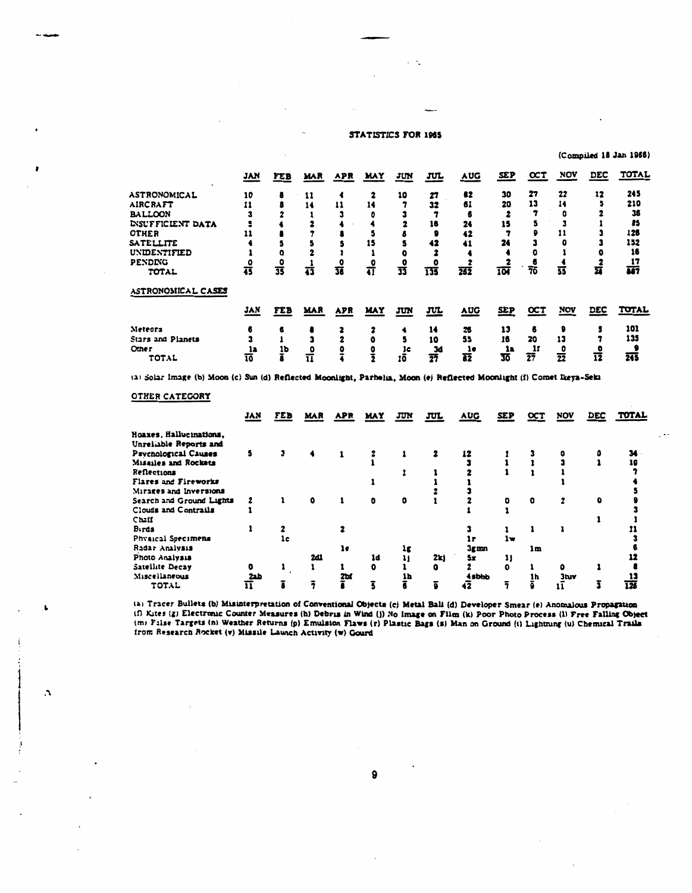## STATISTICS FOR 1965

(Compiled 18 Jan 1966)

| | JAN | FEB | MAR | APR | MAY | JUN | JUL | AUG | SEP | OCT | NOV | DEC | TOTAL |
|---|---|---|---|---|---|---|---|---|---|---|---|---|---|
| ASTRONOMICAL | 10 | 8 | 11 | 4 | 2 | 10 | 27 | 82 | 30 | 27 | 22 | 12 | 245 |
| AIRCRAFT | 11 | 8 | 14 | 11 | 14 | 7 | 32 | 61 | 20 | 13 | 14 | 5 | 210 |
| BALLOON | 3 | 2 | 1 | 3 | 0 | 3 | 7 | 6 | 2 | 7 | 0 | 2 | 36 |
| INSUFFICIENT DATA | 5 | 4 | 2 | 4 | 4 | 2 | 18 | 24 | 15 | 5 | 3 | 1 | 85 |
| OTHER | 11 | 8 | 7 | 8 | 5 | 6 | 9 | 42 | 7 | 9 | 11 | 3 | 126 |
| SATELLITE | 4 | 5 | 5 | 5 | 15 | 5 | 42 | 41 | 24 | 3 | 0 | 3 | 152 |
| UNIDENTIFIED | 1 | 0 | 2 | 1 | 1 | 0 | 2 | 4 | 4 | 0 | 1 | 0 | 16 |
| PENDING | 0 | 0 | 1 | 0 | 0 | 0 | 0 | 2 | 2 | 6 | 4 | 2 | 17 |
| TOTAL | 45 | 35 | 43 | 36 | 41 | 33 | 135 | 262 | 104 | 70 | 55 | 24 | 887 |

### ASTRONOMICAL CASES

| | JAN | FEB | MAR | APR | MAY | JUN | JUL | AUG | SEP | OCT | NOV | DEC | TOTAL |
|---|---|---|---|---|---|---|---|---|---|---|---|---|---|
| Meteors | 6 | 6 | 8 | 2 | 2 | 4 | 14 | 26 | 13 | 6 | 9 | 5 | 101 |
| Stars and Planets | 3 | 1 | 3 | 2 | 0 | 5 | 10 | 55 | 16 | 20 | 13 | 7 | 135 |
| Other | 1a | 1b | 0 | 0 | 0 | 1c | 3d | 1e | 1a | 1f | 0 | 0 | 9 |
| TOTAL | 10 | 8 | 11 | 4 | 2 | 10 | 27 | 82 | 30 | 27 | 22 | 12 | 245 |

(a) Solar Image (b) Moon (c) Sun (d) Reflected Moonlight, Parhelia, Moon (e) Reflected Moonlight (f) Comet Ikeya-Seki

### OTHER CATEGORY

| | JAN | FEB | MAR | APR | MAY | JUN | JUL | AUG | SEP | OCT | NOV | DEC | TOTAL |
|---|---|---|---|---|---|---|---|---|---|---|---|---|---|
| Hoaxes, Hallucinations, Unreliable Reports and Psychological Causes | 5 | 3 | 4 | 1 | 2 | 1 | 2 | 12 | 1 | 3 | 0 | 0 | 34 |
| Missiles and Rockets | | | | | 1 | | | 3 | 1 | 1 | 3 | 1 | 10 |
| Reflections | | | | | | 1 | 1 | 2 | 1 | 1 | 1 | | 7 |
| Flares and Fireworks | | | | | 1 | | 1 | 1 | | | 1 | | 4 |
| Mirages and Inversions | | | | | | | 2 | 3 | | | | | 5 |
| Search and Ground Lights | 2 | 1 | 0 | 1 | 0 | 0 | 1 | 2 | 0 | 0 | 2 | 0 | 9 |
| Clouds and Contrails | 1 | | | | | | | 1 | 1 | | | | 3 |
| Chaff | | | | | | | | | | | | 1 | 1 |
| Birds | 1 | 2 | | 2 | | | | 3 | 1 | 1 | 1 | | 11 |
| Physical Specimens | | 1c | | | | | | 1r | 1w | | | | 3 |
| Radar Analysis | | | | 1e | | 1g | | 3gmn | | 1m | | | 6 |
| Photo Analysis | | | 2dl | | 1d | 1j | 2kj | 5x | 1j | | | | 12 |
| Satellite Decay | 0 | 1 | 1 | 1 | 0 | 1 | 0 | 2 | 0 | 1 | 0 | 1 | 8 |
| Miscellaneous | 2ab | | | 2bf | | 1h | | 4sbbb | | 1h | 3tuv | | 13 |
| TOTAL | 11 | 8 | 7 | 8 | 5 | 6 | 9 | 42 | 7 | 9 | 11 | 3 | 126 |

(a) Tracer Bullets (b) Misinterpretation of Conventional Objects (c) Metal Ball (d) Developer Smear (e) Anomalous Propagation (f) Kites (g) Electronic Counter Measures (h) Debris in Wind (j) No Image on Film (k) Poor Photo Process (l) Free Falling Object (m) False Targets (n) Weather Returns (p) Emulsion Flaws (r) Plastic Bags (s) Man on Ground (t) Lightning (u) Chemical Trails from Research Rocket (v) Missile Launch Activity (w) Gourd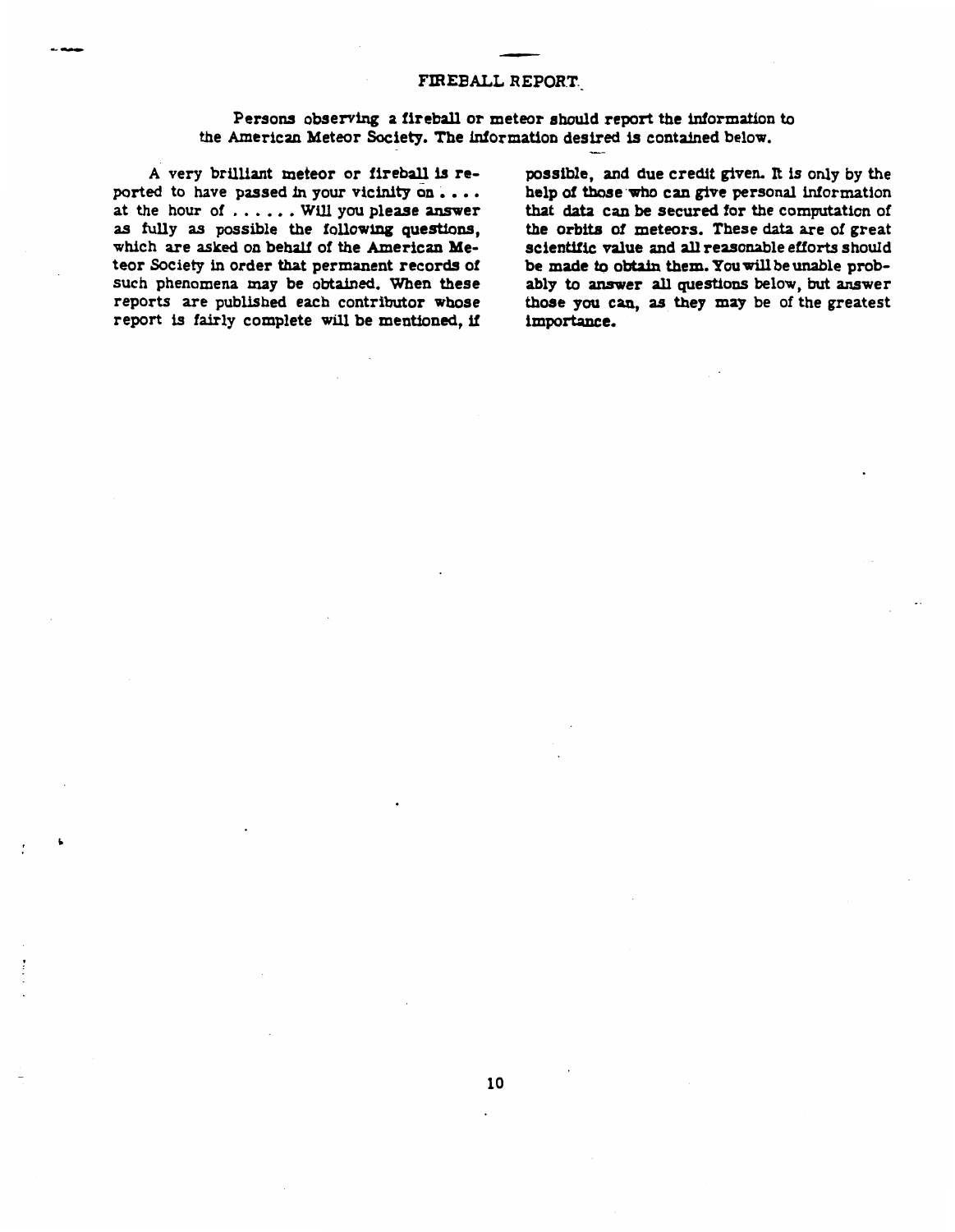# FIREBALL REPORT

Persons observing a fireball or meteor should report the information to the American Meteor Society. The information desired is contained below.

A very brilliant meteor or fireball is reported to have passed in your vicinity on . . . . at the hour of . . . . . . Will you please answer as fully as possible the following questions, which are asked on behalf of the American Meteor Society in order that permanent records of such phenomena may be obtained. When these reports are published each contributor whose report is fairly complete will be mentioned, if possible, and due credit given. It is only by the help of those who can give personal information that data can be secured for the computation of the orbits of meteors. These data are of great scientific value and all reasonable efforts should be made to obtain them. You will be unable probably to answer all questions below, but answer those you can, as they may be of the greatest importance.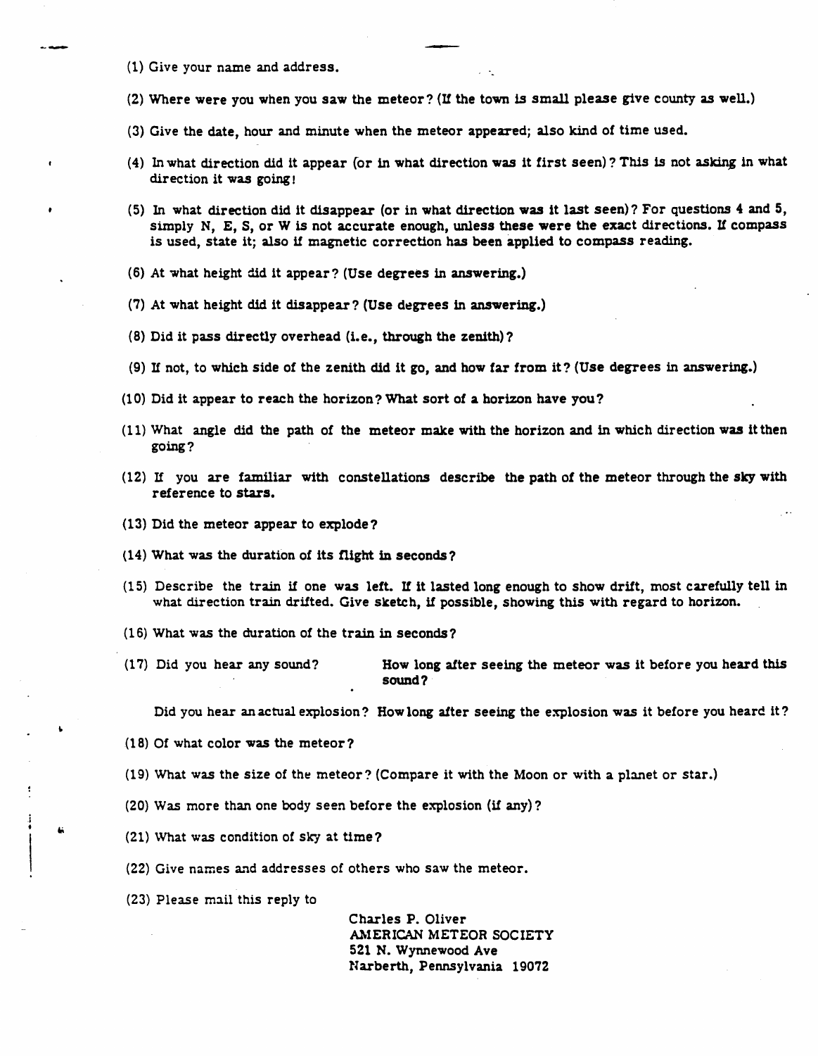(1) Give your name and address.

(2) Where were you when you saw the meteor? (If the town is small please give county as well.)

(3) Give the date, hour and minute when the meteor appeared; also kind of time used.

(4) In what direction did it appear (or in what direction was it first seen)? This is not asking in what direction it was going!

(5) In what direction did it disappear (or in what direction was it last seen)? For questions 4 and 5, simply N, E, S, or W is not accurate enough, unless these were the exact directions. If compass is used, state it; also if magnetic correction has been applied to compass reading.

(6) At what height did it appear? (Use degrees in answering.)

(7) At what height did it disappear? (Use degrees in answering.)

(8) Did it pass directly overhead (i.e., through the zenith)?

(9) If not, to which side of the zenith did it go, and how far from it? (Use degrees in answering.)

(10) Did it appear to reach the horizon? What sort of a horizon have you?

(11) What angle did the path of the meteor make with the horizon and in which direction was it then going?

(12) If you are familiar with constellations describe the path of the meteor through the sky with reference to stars.

(13) Did the meteor appear to explode?

(14) What was the duration of its flight in seconds?

(15) Describe the train if one was left. If it lasted long enough to show drift, most carefully tell in what direction train drifted. Give sketch, if possible, showing this with regard to horizon.

(16) What was the duration of the train in seconds?

(17) Did you hear any sound? How long after seeing the meteor was it before you heard this sound?

Did you hear an actual explosion? How long after seeing the explosion was it before you heard it?

(18) Of what color was the meteor?

(19) What was the size of the meteor? (Compare it with the Moon or with a planet or star.)

(20) Was more than one body seen before the explosion (if any)?

(21) What was condition of sky at time?

(22) Give names and addresses of others who saw the meteor.

(23) Please mail this reply to

Charles P. Oliver
AMERICAN METEOR SOCIETY
521 N. Wynnewood Ave
Narberth, Pennsylvania 19072